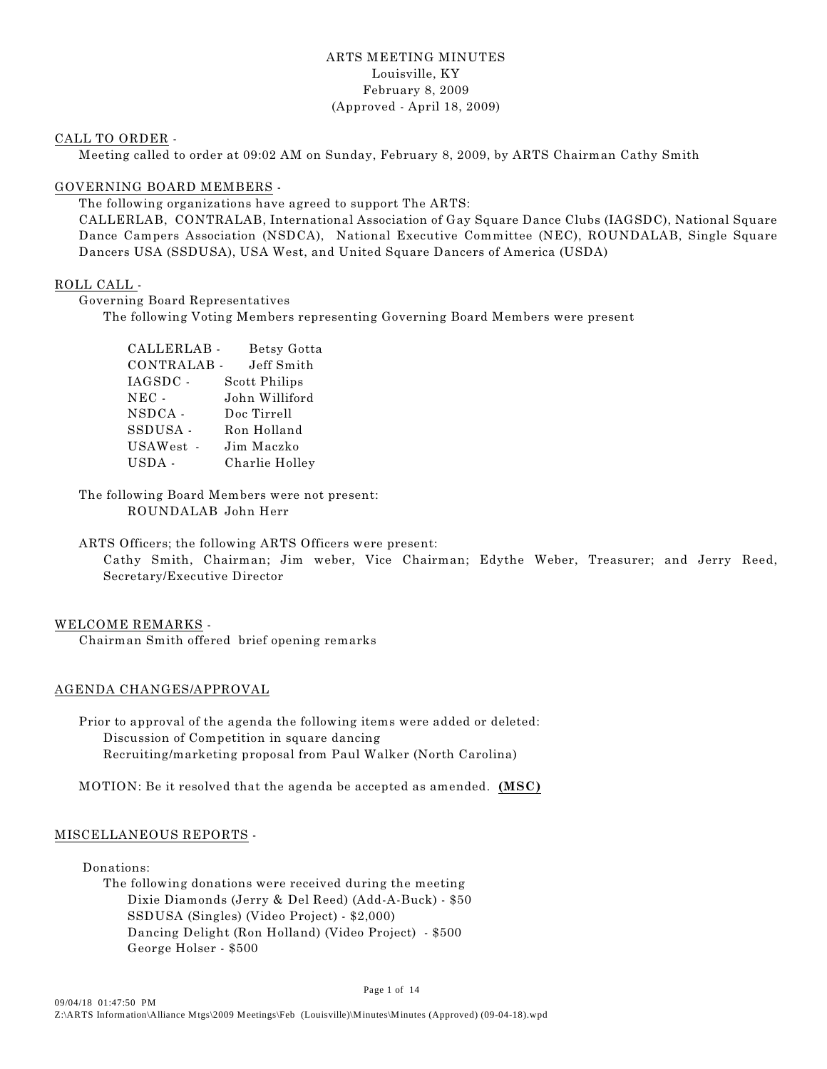# ARTS MEETING MINUTES

Louisville, KY
February 8, 2009
(Approved - April 18, 2009)

## CALL TO ORDER -

Meeting called to order at 09:02 AM on Sunday, February 8, 2009, by ARTS Chairman Cathy Smith

## GOVERNING BOARD MEMBERS -

The following organizations have agreed to support The ARTS:
CALLERLAB, CONTRALAB, International Association of Gay Square Dance Clubs (IAGSDC), National Square Dance Campers Association (NSDCA), National Executive Committee (NEC), ROUNDALAB, Single Square Dancers USA (SSDUSA), USA West, and United Square Dancers of America (USDA)

## ROLL CALL -

Governing Board Representatives

The following Voting Members representing Governing Board Members were present

CALLERLAB - Betsy Gotta
CONTRALAB - Jeff Smith
IAGSDC - Scott Philips
NEC - John Williford
NSDCA - Doc Tirrell
SSDUSA - Ron Holland
USAWest - Jim Maczko
USDA - Charlie Holley

The following Board Members were not present:
ROUNDALAB John Herr

ARTS Officers; the following ARTS Officers were present:
Cathy Smith, Chairman; Jim weber, Vice Chairman; Edythe Weber, Treasurer; and Jerry Reed, Secretary/Executive Director

## WELCOME REMARKS -

Chairman Smith offered brief opening remarks

## AGENDA CHANGES/APPROVAL

Prior to approval of the agenda the following items were added or deleted:
- Discussion of Competition in square dancing
- Recruiting/marketing proposal from Paul Walker (North Carolina)

MOTION: Be it resolved that the agenda be accepted as amended. **(MSC)**

## MISCELLANEOUS REPORTS -

Donations:

The following donations were received during the meeting
- Dixie Diamonds (Jerry & Del Reed) (Add-A-Buck) - $50
- SSDUSA (Singles) (Video Project) - $2,000)
- Dancing Delight (Ron Holland) (Video Project) - $500
- George Holser - $500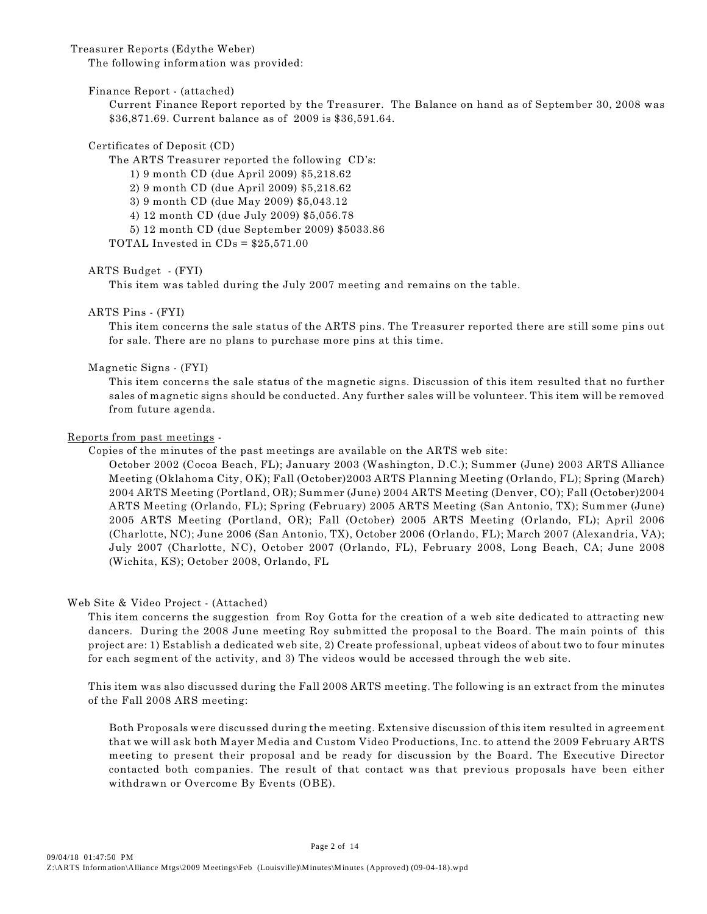Treasurer Reports (Edythe Weber)

The following information was provided:

Finance Report - (attached)

Current Finance Report reported by the Treasurer. The Balance on hand as of September 30, 2008 was $36,871.69. Current balance as of 2009 is $36,591.64.

Certificates of Deposit (CD)

The ARTS Treasurer reported the following CD's:

1) 9 month CD (due April 2009) $5,218.62
2) 9 month CD (due April 2009) $5,218.62
3) 9 month CD (due May 2009) $5,043.12
4) 12 month CD (due July 2009) $5,056.78
5) 12 month CD (due September 2009) $5033.86

TOTAL Invested in CDs = $25,571.00

ARTS Budget - (FYI)

This item was tabled during the July 2007 meeting and remains on the table.

ARTS Pins - (FYI)

This item concerns the sale status of the ARTS pins. The Treasurer reported there are still some pins out for sale. There are no plans to purchase more pins at this time.

Magnetic Signs - (FYI)

This item concerns the sale status of the magnetic signs. Discussion of this item resulted that no further sales of magnetic signs should be conducted. Any further sales will be volunteer. This item will be removed from future agenda.

Reports from past meetings -

Copies of the minutes of the past meetings are available on the ARTS web site:

October 2002 (Cocoa Beach, FL); January 2003 (Washington, D.C.); Summer (June) 2003 ARTS Alliance Meeting (Oklahoma City, OK); Fall (October)2003 ARTS Planning Meeting (Orlando, FL); Spring (March) 2004 ARTS Meeting (Portland, OR); Summer (June) 2004 ARTS Meeting (Denver, CO); Fall (October)2004 ARTS Meeting (Orlando, FL); Spring (February) 2005 ARTS Meeting (San Antonio, TX); Summer (June) 2005 ARTS Meeting (Portland, OR); Fall (October) 2005 ARTS Meeting (Orlando, FL); April 2006 (Charlotte, NC); June 2006 (San Antonio, TX), October 2006 (Orlando, FL); March 2007 (Alexandria, VA); July 2007 (Charlotte, NC), October 2007 (Orlando, FL), February 2008, Long Beach, CA; June 2008 (Wichita, KS); October 2008, Orlando, FL

Web Site & Video Project - (Attached)

This item concerns the suggestion from Roy Gotta for the creation of a web site dedicated to attracting new dancers. During the 2008 June meeting Roy submitted the proposal to the Board. The main points of this project are: 1) Establish a dedicated web site, 2) Create professional, upbeat videos of about two to four minutes for each segment of the activity, and 3) The videos would be accessed through the web site.

This item was also discussed during the Fall 2008 ARTS meeting. The following is an extract from the minutes of the Fall 2008 ARS meeting:

> Both Proposals were discussed during the meeting. Extensive discussion of this item resulted in agreement that we will ask both Mayer Media and Custom Video Productions, Inc. to attend the 2009 February ARTS meeting to present their proposal and be ready for discussion by the Board. The Executive Director contacted both companies. The result of that contact was that previous proposals have been either withdrawn or Overcome By Events (OBE).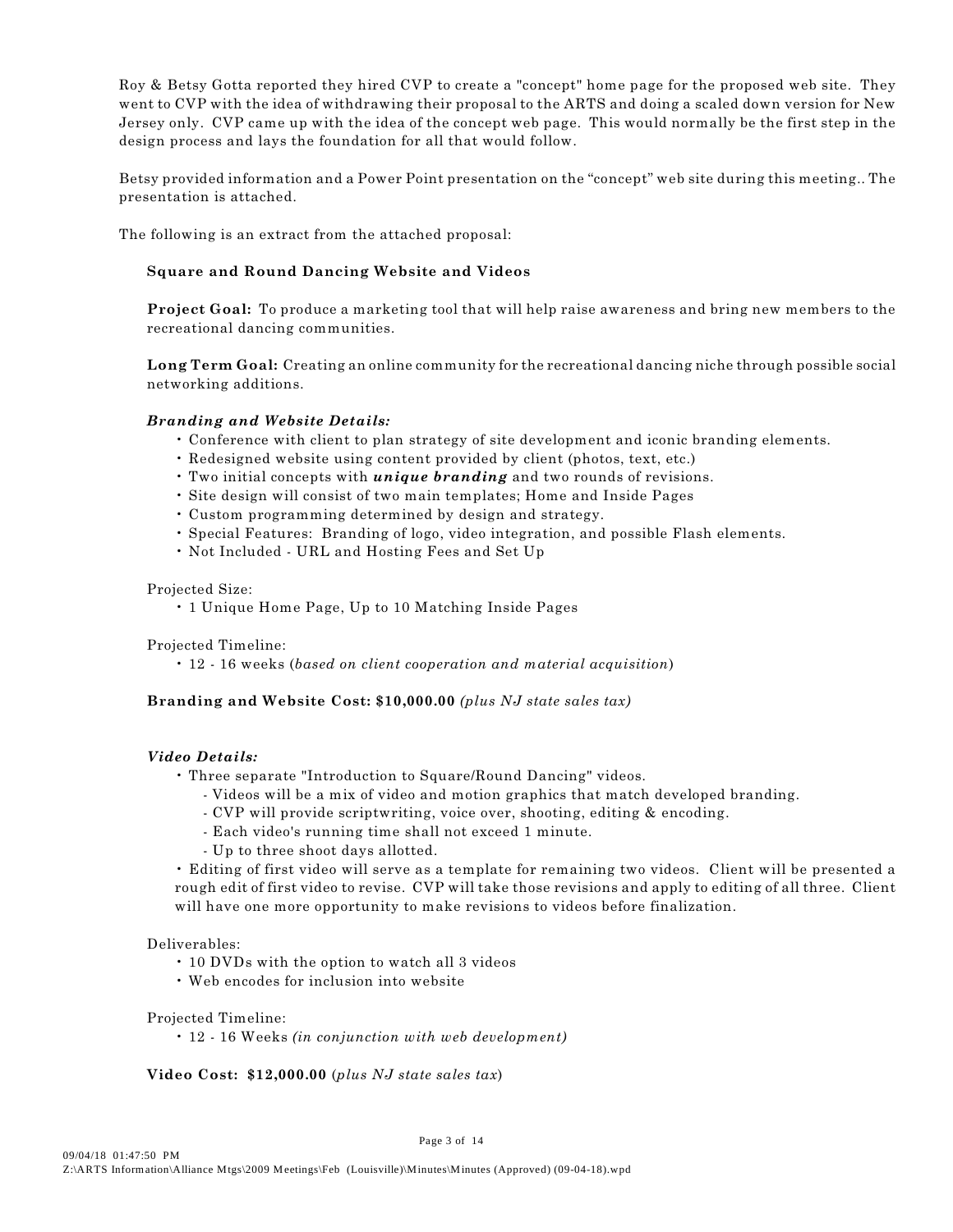Roy & Betsy Gotta reported they hired CVP to create a "concept" home page for the proposed web site. They went to CVP with the idea of withdrawing their proposal to the ARTS and doing a scaled down version for New Jersey only. CVP came up with the idea of the concept web page. This would normally be the first step in the design process and lays the foundation for all that would follow.

Betsy provided information and a Power Point presentation on the "concept" web site during this meeting.. The presentation is attached.

The following is an extract from the attached proposal:

> **Square and Round Dancing Website and Videos**
>
> **Project Goal:** To produce a marketing tool that will help raise awareness and bring new members to the recreational dancing communities.
>
> **Long Term Goal:** Creating an online community for the recreational dancing niche through possible social networking additions.
>
> ***Branding and Website Details:***
>
> - Conference with client to plan strategy of site development and iconic branding elements.
> - Redesigned website using content provided by client (photos, text, etc.)
> - Two initial concepts with ***unique branding*** and two rounds of revisions.
> - Site design will consist of two main templates; Home and Inside Pages
> - Custom programming determined by design and strategy.
> - Special Features: Branding of logo, video integration, and possible Flash elements.
> - Not Included - URL and Hosting Fees and Set Up
>
> Projected Size:
>
> - 1 Unique Home Page, Up to 10 Matching Inside Pages
>
> Projected Timeline:
>
> - 12 - 16 weeks (*based on client cooperation and material acquisition*)
>
> **Branding and Website Cost: $10,000.00** *(plus NJ state sales tax)*
>
> ***Video Details:***
>
> - Three separate "Introduction to Square/Round Dancing" videos.
>   - Videos will be a mix of video and motion graphics that match developed branding.
>   - CVP will provide scriptwriting, voice over, shooting, editing & encoding.
>   - Each video's running time shall not exceed 1 minute.
>   - Up to three shoot days allotted.
> - Editing of first video will serve as a template for remaining two videos. Client will be presented a rough edit of first video to revise. CVP will take those revisions and apply to editing of all three. Client will have one more opportunity to make revisions to videos before finalization.
>
> Deliverables:
>
> - 10 DVDs with the option to watch all 3 videos
> - Web encodes for inclusion into website
>
> Projected Timeline:
>
> - 12 - 16 Weeks *(in conjunction with web development)*
>
> **Video Cost: $12,000.00** (*plus NJ state sales tax*)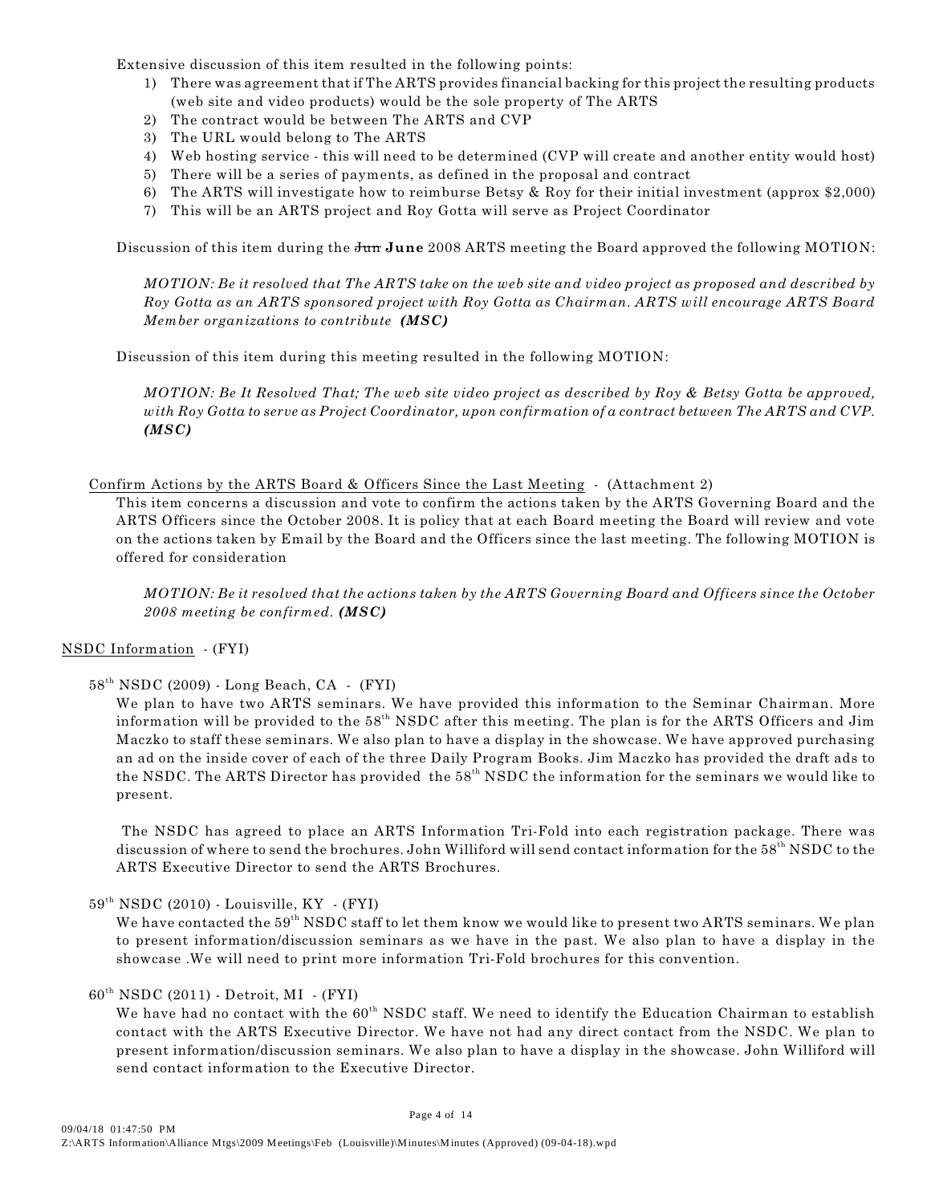Extensive discussion of this item resulted in the following points:

1) There was agreement that if The ARTS provides financial backing for this project the resulting products (web site and video products) would be the sole property of The ARTS
2) The contract would be between The ARTS and CVP
3) The URL would belong to The ARTS
4) Web hosting service - this will need to be determined (CVP will create and another entity would host)
5) There will be a series of payments, as defined in the proposal and contract
6) The ARTS will investigate how to reimburse Betsy & Roy for their initial investment (approx $2,000)
7) This will be an ARTS project and Roy Gotta will serve as Project Coordinator

Discussion of this item during the ~~Jun~~ **June** 2008 ARTS meeting the Board approved the following MOTION:

> *MOTION: Be it resolved that The ARTS take on the web site and video project as proposed and described by Roy Gotta as an ARTS sponsored project with Roy Gotta as Chairman. ARTS will encourage ARTS Board Member organizations to contribute* ***(MSC)***

Discussion of this item during this meeting resulted in the following MOTION:

> *MOTION: Be It Resolved That; The web site video project as described by Roy & Betsy Gotta be approved, with Roy Gotta to serve as Project Coordinator, upon confirmation of a contract between The ARTS and CVP.* ***(MSC)***

Confirm Actions by the ARTS Board & Officers Since the Last Meeting - (Attachment 2)

This item concerns a discussion and vote to confirm the actions taken by the ARTS Governing Board and the ARTS Officers since the October 2008. It is policy that at each Board meeting the Board will review and vote on the actions taken by Email by the Board and the Officers since the last meeting. The following MOTION is offered for consideration

> *MOTION: Be it resolved that the actions taken by the ARTS Governing Board and Officers since the October 2008 meeting be confirmed.* ***(MSC)***

NSDC Information - (FYI)

58th NSDC (2009) - Long Beach, CA - (FYI)

We plan to have two ARTS seminars. We have provided this information to the Seminar Chairman. More information will be provided to the 58th NSDC after this meeting. The plan is for the ARTS Officers and Jim Maczko to staff these seminars. We also plan to have a display in the showcase. We have approved purchasing an ad on the inside cover of each of the three Daily Program Books. Jim Maczko has provided the draft ads to the NSDC. The ARTS Director has provided the 58th NSDC the information for the seminars we would like to present.

The NSDC has agreed to place an ARTS Information Tri-Fold into each registration package. There was discussion of where to send the brochures. John Williford will send contact information for the 58th NSDC to the ARTS Executive Director to send the ARTS Brochures.

59th NSDC (2010) - Louisville, KY - (FYI)

We have contacted the 59th NSDC staff to let them know we would like to present two ARTS seminars. We plan to present information/discussion seminars as we have in the past. We also plan to have a display in the showcase .We will need to print more information Tri-Fold brochures for this convention.

60th NSDC (2011) - Detroit, MI - (FYI)

We have had no contact with the 60th NSDC staff. We need to identify the Education Chairman to establish contact with the ARTS Executive Director. We have not had any direct contact from the NSDC. We plan to present information/discussion seminars. We also plan to have a display in the showcase. John Williford will send contact information to the Executive Director.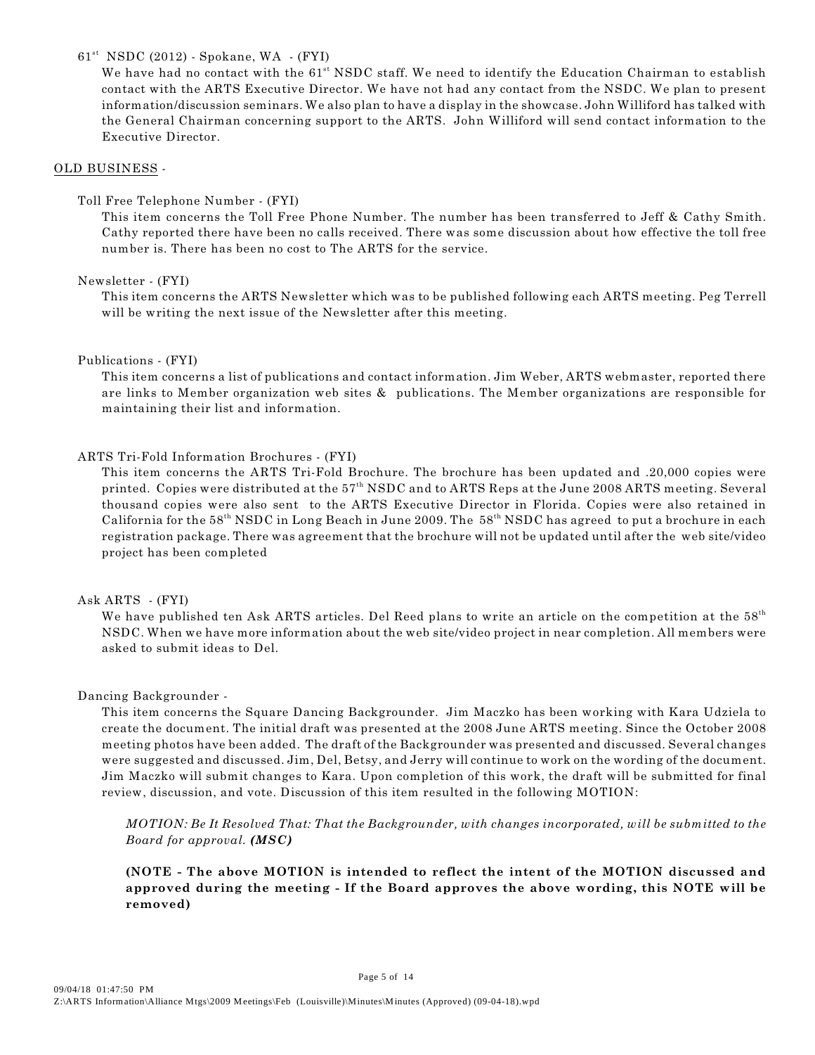61st NSDC (2012) - Spokane, WA - (FYI)

We have had no contact with the 61st NSDC staff. We need to identify the Education Chairman to establish contact with the ARTS Executive Director. We have not had any contact from the NSDC. We plan to present information/discussion seminars. We also plan to have a display in the showcase. John Williford has talked with the General Chairman concerning support to the ARTS. John Williford will send contact information to the Executive Director.

OLD BUSINESS -

Toll Free Telephone Number - (FYI)

This item concerns the Toll Free Phone Number. The number has been transferred to Jeff & Cathy Smith. Cathy reported there have been no calls received. There was some discussion about how effective the toll free number is. There has been no cost to The ARTS for the service.

Newsletter - (FYI)

This item concerns the ARTS Newsletter which was to be published following each ARTS meeting. Peg Terrell will be writing the next issue of the Newsletter after this meeting.

Publications - (FYI)

This item concerns a list of publications and contact information. Jim Weber, ARTS webmaster, reported there are links to Member organization web sites & publications. The Member organizations are responsible for maintaining their list and information.

ARTS Tri-Fold Information Brochures - (FYI)

This item concerns the ARTS Tri-Fold Brochure. The brochure has been updated and .20,000 copies were printed. Copies were distributed at the 57th NSDC and to ARTS Reps at the June 2008 ARTS meeting. Several thousand copies were also sent to the ARTS Executive Director in Florida. Copies were also retained in California for the 58th NSDC in Long Beach in June 2009. The 58th NSDC has agreed to put a brochure in each registration package. There was agreement that the brochure will not be updated until after the web site/video project has been completed

Ask ARTS - (FYI)

We have published ten Ask ARTS articles. Del Reed plans to write an article on the competition at the 58th NSDC. When we have more information about the web site/video project in near completion. All members were asked to submit ideas to Del.

Dancing Backgrounder -

This item concerns the Square Dancing Backgrounder. Jim Maczko has been working with Kara Udziela to create the document. The initial draft was presented at the 2008 June ARTS meeting. Since the October 2008 meeting photos have been added. The draft of the Backgrounder was presented and discussed. Several changes were suggested and discussed. Jim, Del, Betsy, and Jerry will continue to work on the wording of the document. Jim Maczko will submit changes to Kara. Upon completion of this work, the draft will be submitted for final review, discussion, and vote. Discussion of this item resulted in the following MOTION:

*MOTION: Be It Resolved That: That the Backgrounder, with changes incorporated, will be submitted to the Board for approval.* ***(MSC)***

**(NOTE - The above MOTION is intended to reflect the intent of the MOTION discussed and approved during the meeting - If the Board approves the above wording, this NOTE will be removed)**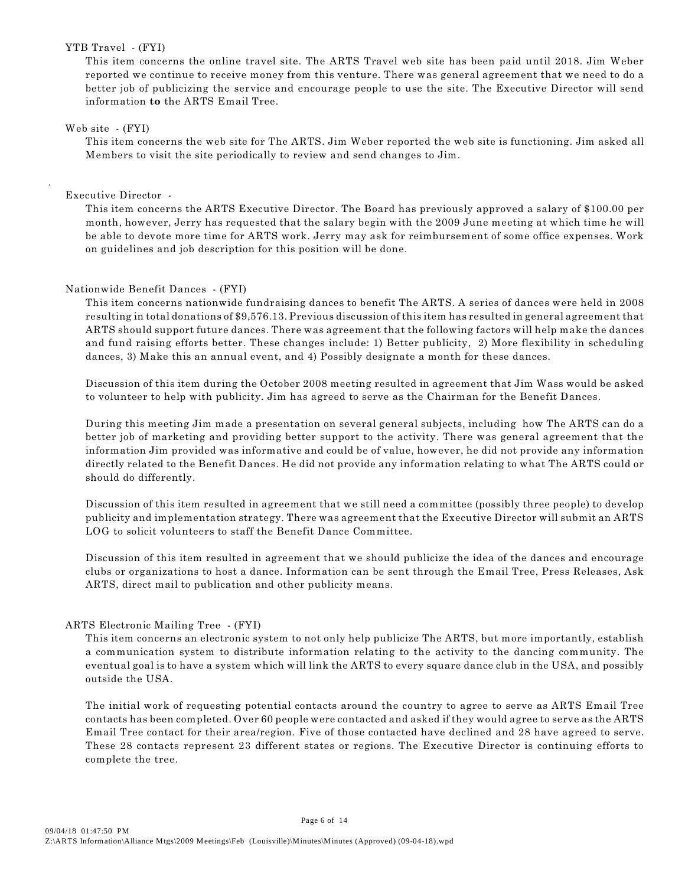YTB Travel - (FYI)

This item concerns the online travel site. The ARTS Travel web site has been paid until 2018. Jim Weber reported we continue to receive money from this venture. There was general agreement that we need to do a better job of publicizing the service and encourage people to use the site. The Executive Director will send information **to** the ARTS Email Tree.

Web site - (FYI)

This item concerns the web site for The ARTS. Jim Weber reported the web site is functioning. Jim asked all Members to visit the site periodically to review and send changes to Jim.

Executive Director -

This item concerns the ARTS Executive Director. The Board has previously approved a salary of $100.00 per month, however, Jerry has requested that the salary begin with the 2009 June meeting at which time he will be able to devote more time for ARTS work. Jerry may ask for reimbursement of some office expenses. Work on guidelines and job description for this position will be done.

Nationwide Benefit Dances - (FYI)

This item concerns nationwide fundraising dances to benefit The ARTS. A series of dances were held in 2008 resulting in total donations of $9,576.13. Previous discussion of this item has resulted in general agreement that ARTS should support future dances. There was agreement that the following factors will help make the dances and fund raising efforts better. These changes include: 1) Better publicity, 2) More flexibility in scheduling dances, 3) Make this an annual event, and 4) Possibly designate a month for these dances.

Discussion of this item during the October 2008 meeting resulted in agreement that Jim Wass would be asked to volunteer to help with publicity. Jim has agreed to serve as the Chairman for the Benefit Dances.

During this meeting Jim made a presentation on several general subjects, including how The ARTS can do a better job of marketing and providing better support to the activity. There was general agreement that the information Jim provided was informative and could be of value, however, he did not provide any information directly related to the Benefit Dances. He did not provide any information relating to what The ARTS could or should do differently.

Discussion of this item resulted in agreement that we still need a committee (possibly three people) to develop publicity and implementation strategy. There was agreement that the Executive Director will submit an ARTS LOG to solicit volunteers to staff the Benefit Dance Committee.

Discussion of this item resulted in agreement that we should publicize the idea of the dances and encourage clubs or organizations to host a dance. Information can be sent through the Email Tree, Press Releases, Ask ARTS, direct mail to publication and other publicity means.

ARTS Electronic Mailing Tree - (FYI)

This item concerns an electronic system to not only help publicize The ARTS, but more importantly, establish a communication system to distribute information relating to the activity to the dancing community. The eventual goal is to have a system which will link the ARTS to every square dance club in the USA, and possibly outside the USA.

The initial work of requesting potential contacts around the country to agree to serve as ARTS Email Tree contacts has been completed. Over 60 people were contacted and asked if they would agree to serve as the ARTS Email Tree contact for their area/region. Five of those contacted have declined and 28 have agreed to serve. These 28 contacts represent 23 different states or regions. The Executive Director is continuing efforts to complete the tree.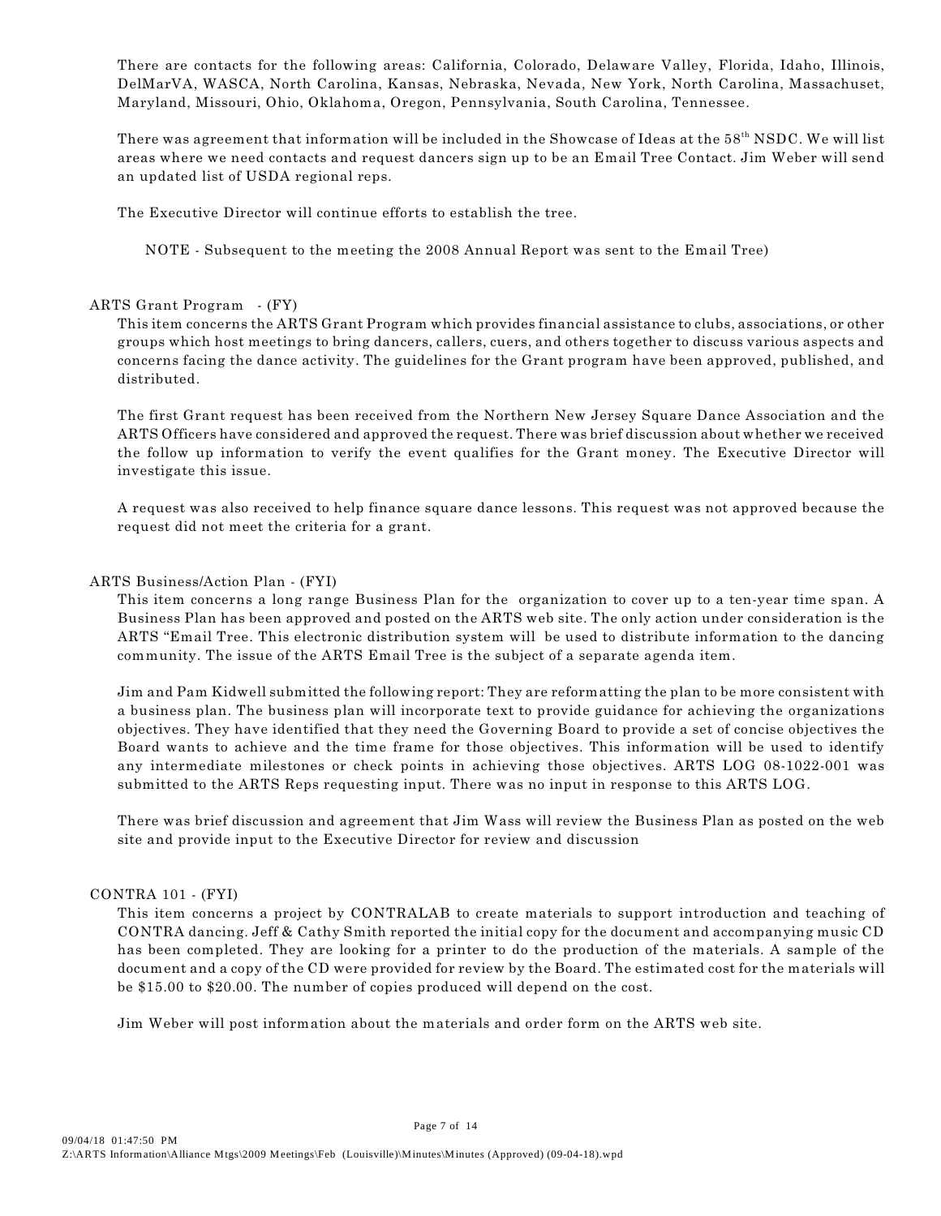There are contacts for the following areas: California, Colorado, Delaware Valley, Florida, Idaho, Illinois, DelMarVA, WASCA, North Carolina, Kansas, Nebraska, Nevada, New York, North Carolina, Massachuset, Maryland, Missouri, Ohio, Oklahoma, Oregon, Pennsylvania, South Carolina, Tennessee.

There was agreement that information will be included in the Showcase of Ideas at the 58th NSDC. We will list areas where we need contacts and request dancers sign up to be an Email Tree Contact. Jim Weber will send an updated list of USDA regional reps.

The Executive Director will continue efforts to establish the tree.

NOTE - Subsequent to the meeting the 2008 Annual Report was sent to the Email Tree)

ARTS Grant Program - (FY)

This item concerns the ARTS Grant Program which provides financial assistance to clubs, associations, or other groups which host meetings to bring dancers, callers, cuers, and others together to discuss various aspects and concerns facing the dance activity. The guidelines for the Grant program have been approved, published, and distributed.

The first Grant request has been received from the Northern New Jersey Square Dance Association and the ARTS Officers have considered and approved the request. There was brief discussion about whether we received the follow up information to verify the event qualifies for the Grant money. The Executive Director will investigate this issue.

A request was also received to help finance square dance lessons. This request was not approved because the request did not meet the criteria for a grant.

ARTS Business/Action Plan - (FYI)

This item concerns a long range Business Plan for the organization to cover up to a ten-year time span. A Business Plan has been approved and posted on the ARTS web site. The only action under consideration is the ARTS "Email Tree. This electronic distribution system will be used to distribute information to the dancing community. The issue of the ARTS Email Tree is the subject of a separate agenda item.

Jim and Pam Kidwell submitted the following report: They are reformatting the plan to be more consistent with a business plan. The business plan will incorporate text to provide guidance for achieving the organizations objectives. They have identified that they need the Governing Board to provide a set of concise objectives the Board wants to achieve and the time frame for those objectives. This information will be used to identify any intermediate milestones or check points in achieving those objectives. ARTS LOG 08-1022-001 was submitted to the ARTS Reps requesting input. There was no input in response to this ARTS LOG.

There was brief discussion and agreement that Jim Wass will review the Business Plan as posted on the web site and provide input to the Executive Director for review and discussion

CONTRA 101 - (FYI)

This item concerns a project by CONTRALAB to create materials to support introduction and teaching of CONTRA dancing. Jeff & Cathy Smith reported the initial copy for the document and accompanying music CD has been completed. They are looking for a printer to do the production of the materials. A sample of the document and a copy of the CD were provided for review by the Board. The estimated cost for the materials will be $15.00 to $20.00. The number of copies produced will depend on the cost.

Jim Weber will post information about the materials and order form on the ARTS web site.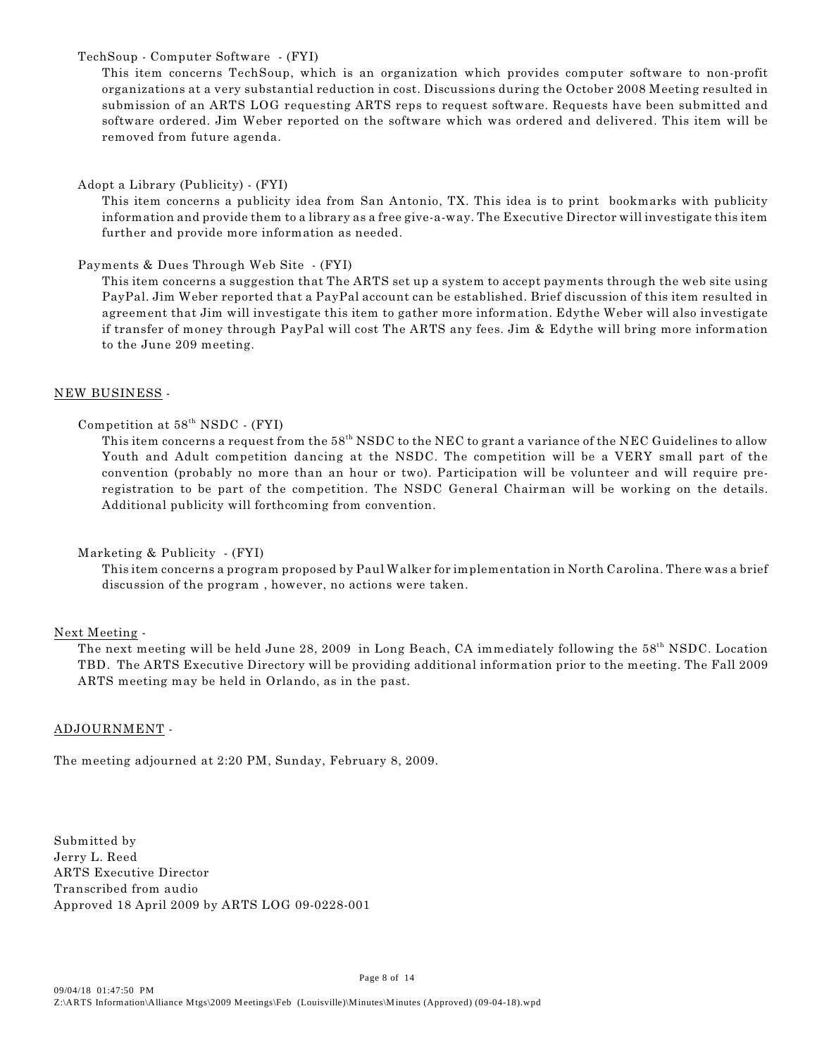TechSoup - Computer Software - (FYI)

This item concerns TechSoup, which is an organization which provides computer software to non-profit organizations at a very substantial reduction in cost. Discussions during the October 2008 Meeting resulted in submission of an ARTS LOG requesting ARTS reps to request software. Requests have been submitted and software ordered. Jim Weber reported on the software which was ordered and delivered. This item will be removed from future agenda.

Adopt a Library (Publicity) - (FYI)

This item concerns a publicity idea from San Antonio, TX. This idea is to print bookmarks with publicity information and provide them to a library as a free give-a-way. The Executive Director will investigate this item further and provide more information as needed.

Payments & Dues Through Web Site - (FYI)

This item concerns a suggestion that The ARTS set up a system to accept payments through the web site using PayPal. Jim Weber reported that a PayPal account can be established. Brief discussion of this item resulted in agreement that Jim will investigate this item to gather more information. Edythe Weber will also investigate if transfer of money through PayPal will cost The ARTS any fees. Jim & Edythe will bring more information to the June 209 meeting.

<u>NEW BUSINESS</u> -

Competition at 58th NSDC - (FYI)

This item concerns a request from the 58th NSDC to the NEC to grant a variance of the NEC Guidelines to allow Youth and Adult competition dancing at the NSDC. The competition will be a VERY small part of the convention (probably no more than an hour or two). Participation will be volunteer and will require pre-registration to be part of the competition. The NSDC General Chairman will be working on the details. Additional publicity will forthcoming from convention.

Marketing & Publicity - (FYI)

This item concerns a program proposed by Paul Walker for implementation in North Carolina. There was a brief discussion of the program , however, no actions were taken.

<u>Next Meeting</u> -

The next meeting will be held June 28, 2009 in Long Beach, CA immediately following the 58th NSDC. Location TBD. The ARTS Executive Directory will be providing additional information prior to the meeting. The Fall 2009 ARTS meeting may be held in Orlando, as in the past.

<u>ADJOURNMENT</u> -

The meeting adjourned at 2:20 PM, Sunday, February 8, 2009.

Submitted by
Jerry L. Reed
ARTS Executive Director
Transcribed from audio
Approved 18 April 2009 by ARTS LOG 09-0228-001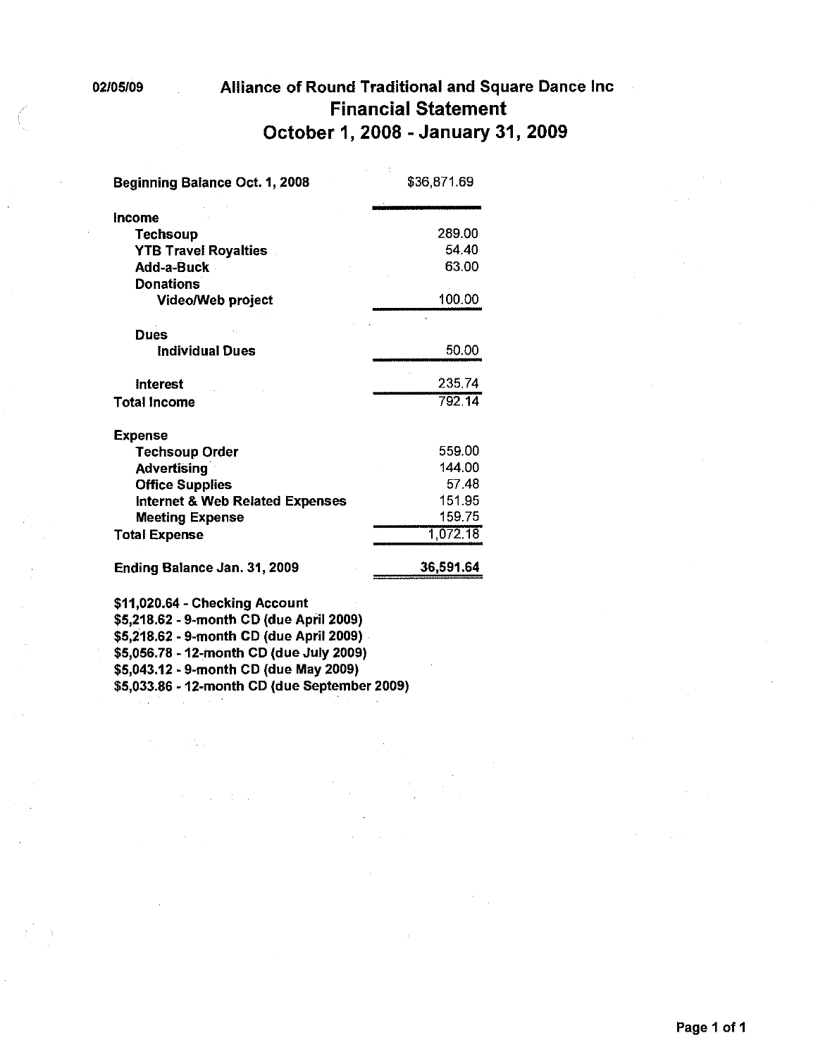02/05/09

# Alliance of Round Traditional and Square Dance Inc
## Financial Statement
## October 1, 2008 - January 31, 2009

| | |
|---|---|
| **Beginning Balance Oct. 1, 2008** | $36,871.69 |
| **Income** | |
| **Techsoup** | 289.00 |
| **YTB Travel Royalties** | 54.40 |
| **Add-a-Buck** | 63.00 |
| **Donations** | |
| **Video/Web project** | 100.00 |
| **Dues** | |
| **Individual Dues** | 50.00 |
| **Interest** | 235.74 |
| **Total Income** | 792.14 |
| **Expense** | |
| **Techsoup Order** | 559.00 |
| **Advertising** | 144.00 |
| **Office Supplies** | 57.48 |
| **Internet & Web Related Expenses** | 151.95 |
| **Meeting Expense** | 159.75 |
| **Total Expense** | 1,072.18 |
| **Ending Balance Jan. 31, 2009** | **36,591.64** |

**$11,020.64 - Checking Account**
**$5,218.62 - 9-month CD (due April 2009)**
**$5,218.62 - 9-month CD (due April 2009)**
**$5,056.78 - 12-month CD (due July 2009)**
**$5,043.12 - 9-month CD (due May 2009)**
**$5,033.86 - 12-month CD (due September 2009)**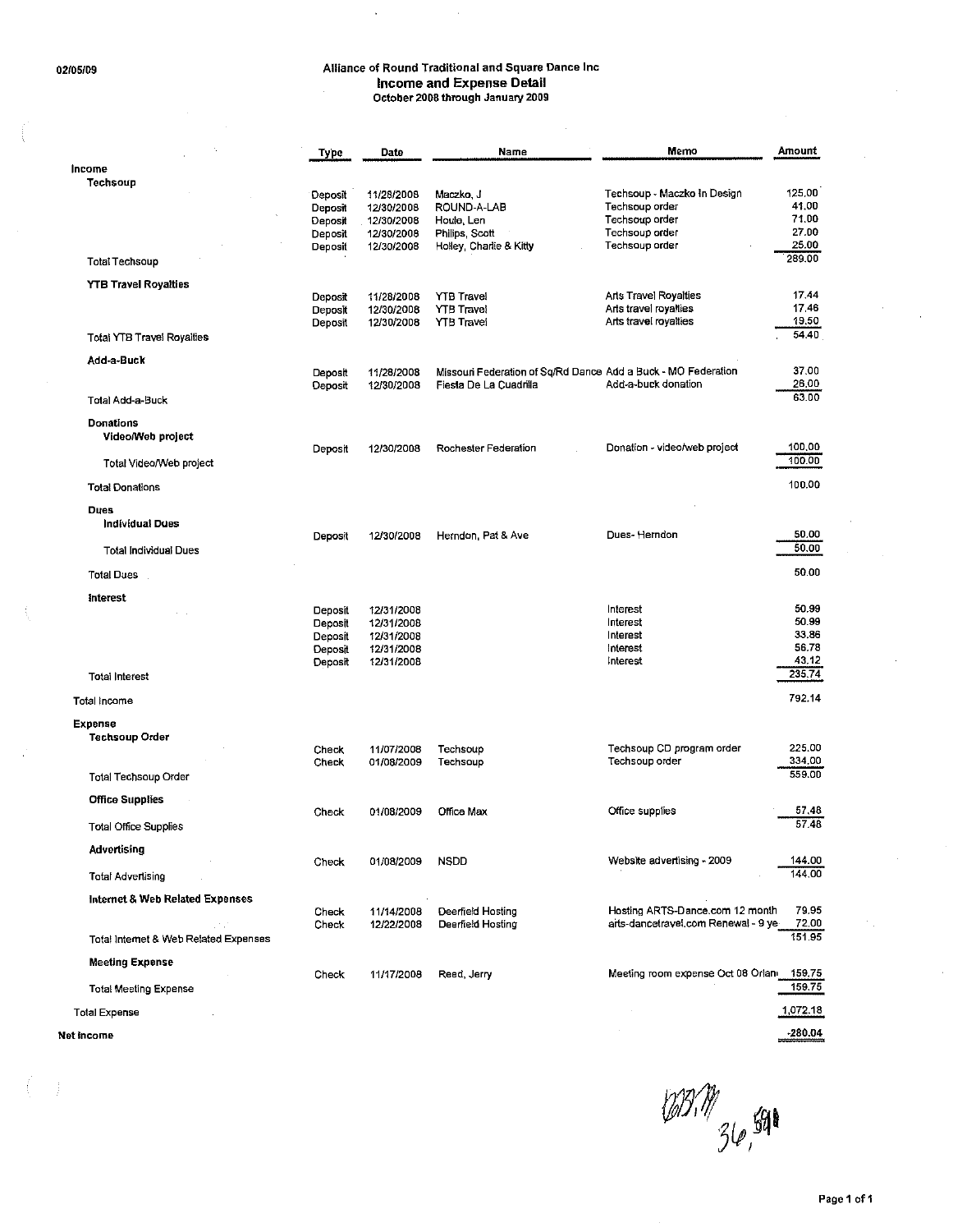02/05/09

# Alliance of Round Traditional and Square Dance Inc
## Income and Expense Detail
### October 2008 through January 2009

| | Type | Date | Name | Memo | Amount |
|---|---|---|---|---|---|
| **Income** | | | | | |
| **Techsoup** | | | | | |
| | Deposit | 11/28/2008 | Maczko, J | Techsoup - Maczko in Design | 125.00 |
| | Deposit | 12/30/2008 | ROUND-A-LAB | Techsoup order | 41.00 |
| | Deposit | 12/30/2008 | Houle, Len | Techsoup order | 71.00 |
| | Deposit | 12/30/2008 | Philips, Scott | Techsoup order | 27.00 |
| | Deposit | 12/30/2008 | Holley, Charlie & Kitty | Techsoup order | 25.00 |
| Total Techsoup | | | | | 289.00 |
| **YTB Travel Royalties** | | | | | |
| | Deposit | 11/28/2008 | YTB Travel | Arts Travel Royalties | 17.44 |
| | Deposit | 12/30/2008 | YTB Travel | Arts travel royalties | 17.46 |
| | Deposit | 12/30/2008 | YTB Travel | Arts travel royalties | 19.50 |
| Total YTB Travel Royalties | | | | | 54.40 |
| **Add-a-Buck** | | | | | |
| | Deposit | 11/28/2008 | Missouri Federation of Sq/Rd Dance | Add a Buck - MO Federation | 37.00 |
| | Deposit | 12/30/2008 | Fiesta De La Cuadrilla | Add-a-buck donation | 26.00 |
| Total Add-a-Buck | | | | | 63.00 |
| **Donations** | | | | | |
| **Video/Web project** | | | | | |
| | Deposit | 12/30/2008 | Rochester Federation | Donation - video/web project | 100.00 |
| Total Video/Web project | | | | | 100.00 |
| Total Donations | | | | | 100.00 |
| **Dues** | | | | | |
| **Individual Dues** | | | | | |
| | Deposit | 12/30/2008 | Herndon, Pat & Ave | Dues- Herndon | 50.00 |
| Total Individual Dues | | | | | 50.00 |
| Total Dues | | | | | 50.00 |
| **Interest** | | | | | |
| | Deposit | 12/31/2008 | | Interest | 50.99 |
| | Deposit | 12/31/2008 | | Interest | 50.99 |
| | Deposit | 12/31/2008 | | Interest | 33.86 |
| | Deposit | 12/31/2008 | | Interest | 56.78 |
| | Deposit | 12/31/2008 | | Interest | 43.12 |
| Total Interest | | | | | 235.74 |
| Total Income | | | | | 792.14 |
| **Expense** | | | | | |
| **Techsoup Order** | | | | | |
| | Check | 11/07/2008 | Techsoup | Techsoup CD program order | 225.00 |
| | Check | 01/08/2009 | Techsoup | Techsoup order | 334.00 |
| Total Techsoup Order | | | | | 559.00 |
| **Office Supplies** | | | | | |
| | Check | 01/08/2009 | Office Max | Office supplies | 57.48 |
| Total Office Supplies | | | | | 57.48 |
| **Advertising** | | | | | |
| | Check | 01/08/2009 | NSDD | Website advertising - 2009 | 144.00 |
| Total Advertising | | | | | 144.00 |
| **Internet & Web Related Expenses** | | | | | |
| | Check | 11/14/2008 | Deerfield Hosting | Hosting ARTS-Dance.com 12 month | 79.95 |
| | Check | 12/22/2008 | Deerfield Hosting | arts-dancetravel.com Renewal - 9 ye | 72.00 |
| Total Internet & Web Related Expenses | | | | | 151.95 |
| **Meeting Expense** | | | | | |
| | Check | 11/17/2008 | Reed, Jerry | Meeting room expense Oct 08 Orlan | 159.75 |
| Total Meeting Expense | | | | | 159.75 |
| Total Expense | | | | | 1,072.18 |
| **Net Income** | | | | | -280.04 |

1083.19
36,591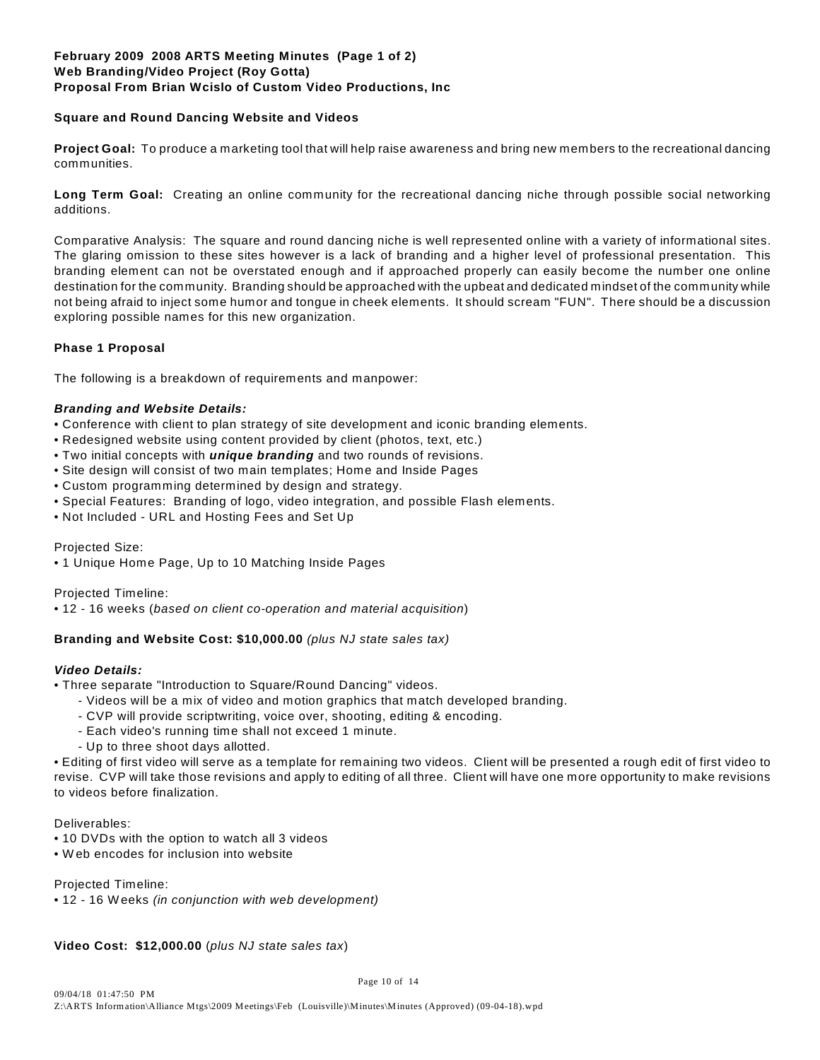**February 2009 2008 ARTS Meeting Minutes (Page 1 of 2)**
**Web Branding/Video Project (Roy Gotta)**
**Proposal From Brian Wcislo of Custom Video Productions, Inc**

**Square and Round Dancing Website and Videos**

**Project Goal:** To produce a marketing tool that will help raise awareness and bring new members to the recreational dancing communities.

**Long Term Goal:** Creating an online community for the recreational dancing niche through possible social networking additions.

Comparative Analysis: The square and round dancing niche is well represented online with a variety of informational sites. The glaring omission to these sites however is a lack of branding and a higher level of professional presentation. This branding element can not be overstated enough and if approached properly can easily become the number one online destination for the community. Branding should be approached with the upbeat and dedicated mindset of the community while not being afraid to inject some humor and tongue in cheek elements. It should scream "FUN". There should be a discussion exploring possible names for this new organization.

**Phase 1 Proposal**

The following is a breakdown of requirements and manpower:

***Branding and Website Details:***

- Conference with client to plan strategy of site development and iconic branding elements.
- Redesigned website using content provided by client (photos, text, etc.)
- Two initial concepts with ***unique branding*** and two rounds of revisions.
- Site design will consist of two main templates; Home and Inside Pages
- Custom programming determined by design and strategy.
- Special Features: Branding of logo, video integration, and possible Flash elements.
- Not Included - URL and Hosting Fees and Set Up

Projected Size:

- 1 Unique Home Page, Up to 10 Matching Inside Pages

Projected Timeline:

- 12 - 16 weeks (*based on client co-operation and material acquisition*)

**Branding and Website Cost: $10,000.00** *(plus NJ state sales tax)*

***Video Details:***

- Three separate "Introduction to Square/Round Dancing" videos.
  - Videos will be a mix of video and motion graphics that match developed branding.
  - CVP will provide scriptwriting, voice over, shooting, editing & encoding.
  - Each video's running time shall not exceed 1 minute.
  - Up to three shoot days allotted.
- Editing of first video will serve as a template for remaining two videos. Client will be presented a rough edit of first video to revise. CVP will take those revisions and apply to editing of all three. Client will have one more opportunity to make revisions to videos before finalization.

Deliverables:

- 10 DVDs with the option to watch all 3 videos
- Web encodes for inclusion into website

Projected Timeline:

- 12 - 16 Weeks *(in conjunction with web development)*

**Video Cost: $12,000.00** (*plus NJ state sales tax*)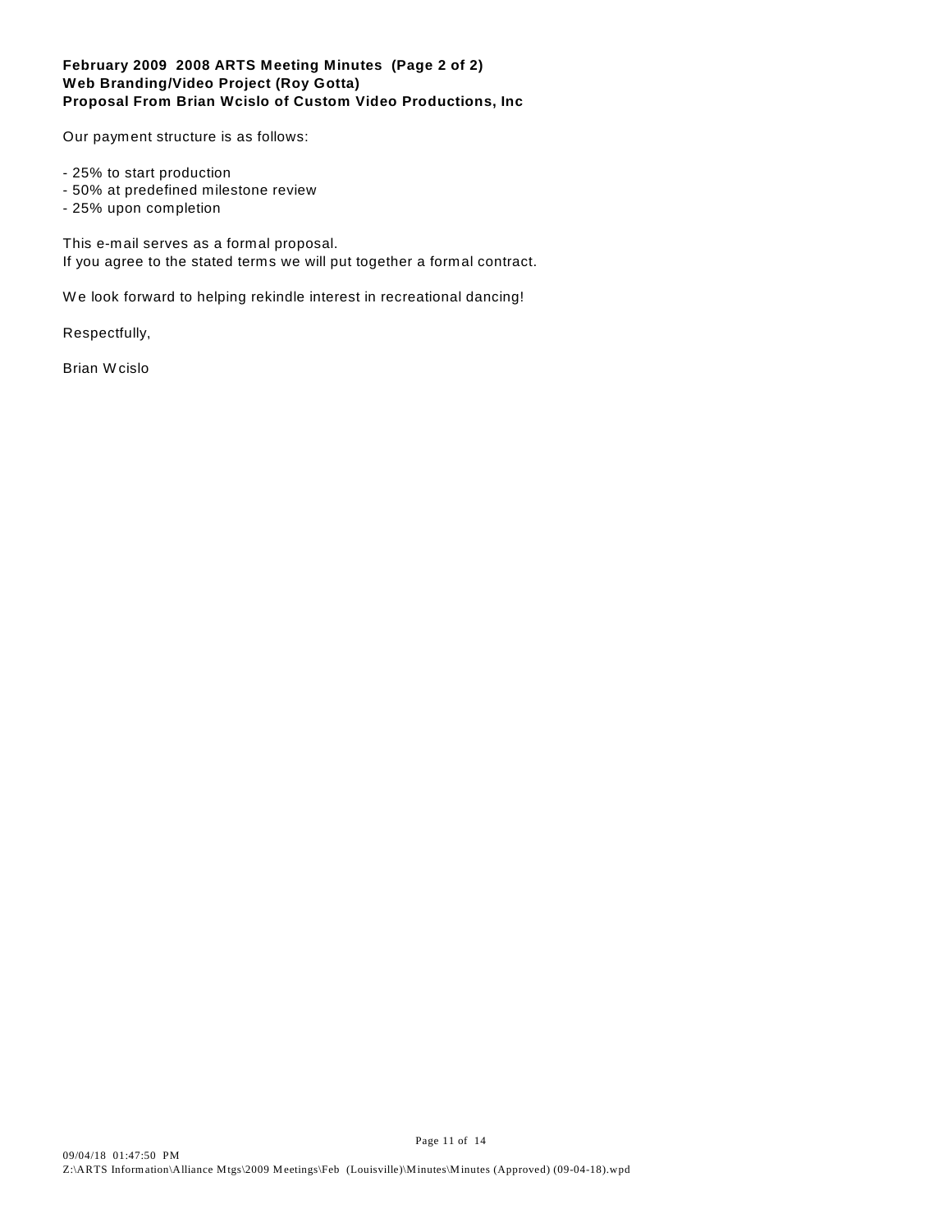**February 2009 2008 ARTS Meeting Minutes (Page 2 of 2)**
**Web Branding/Video Project (Roy Gotta)**
**Proposal From Brian Wcislo of Custom Video Productions, Inc**

Our payment structure is as follows:

- 25% to start production
- 50% at predefined milestone review
- 25% upon completion

This e-mail serves as a formal proposal.
If you agree to the stated terms we will put together a formal contract.

We look forward to helping rekindle interest in recreational dancing!

Respectfully,

Brian Wcislo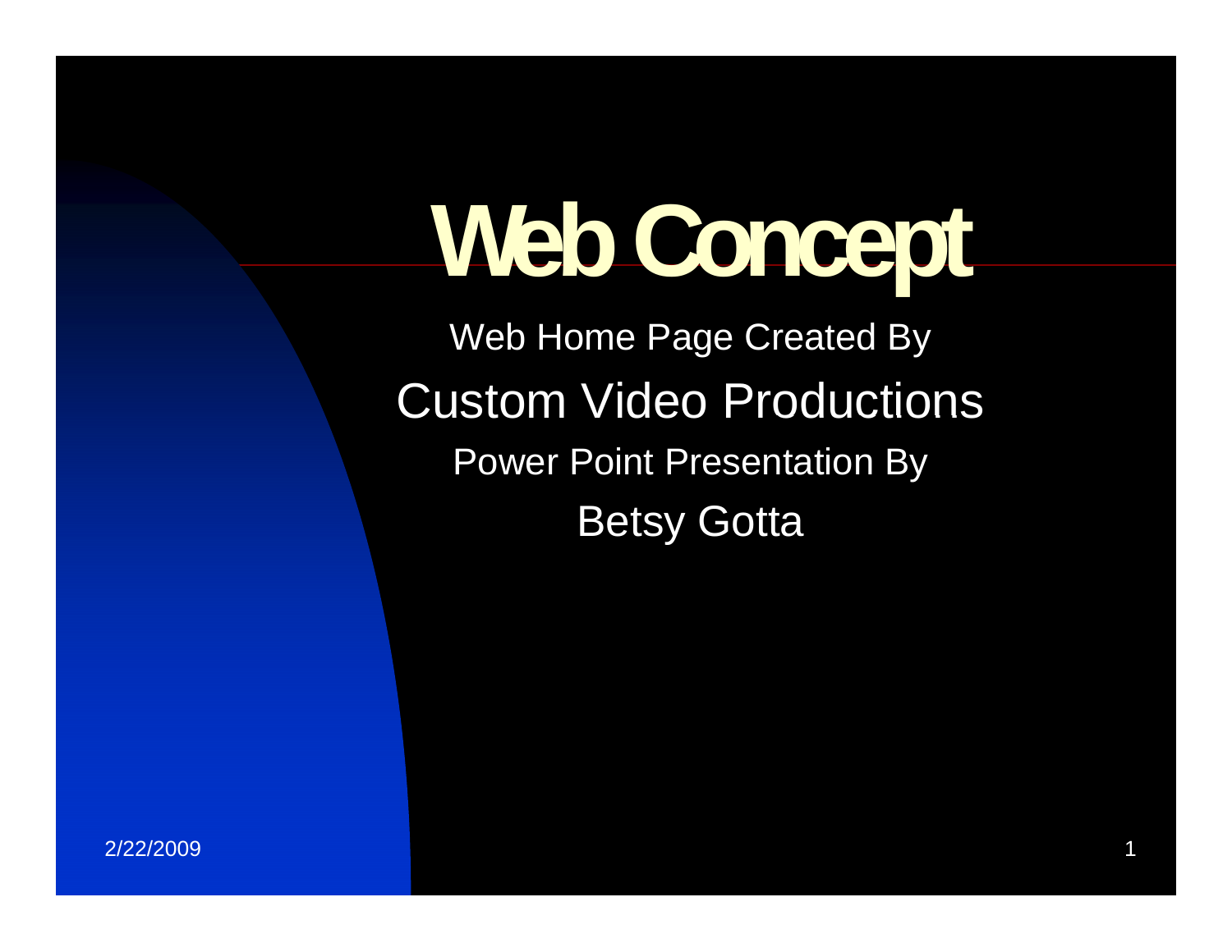# Web Concept

Web Home Page Created By

Custom Video Productions

Power Point Presentation By

Betsy Gotta

2/22/2009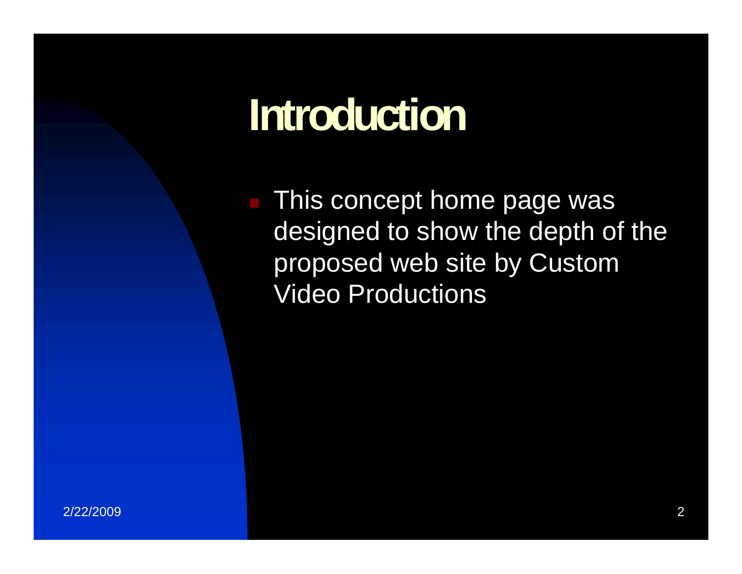# Introduction

- This concept home page was designed to show the depth of the proposed web site by Custom Video Productions

2/22/2009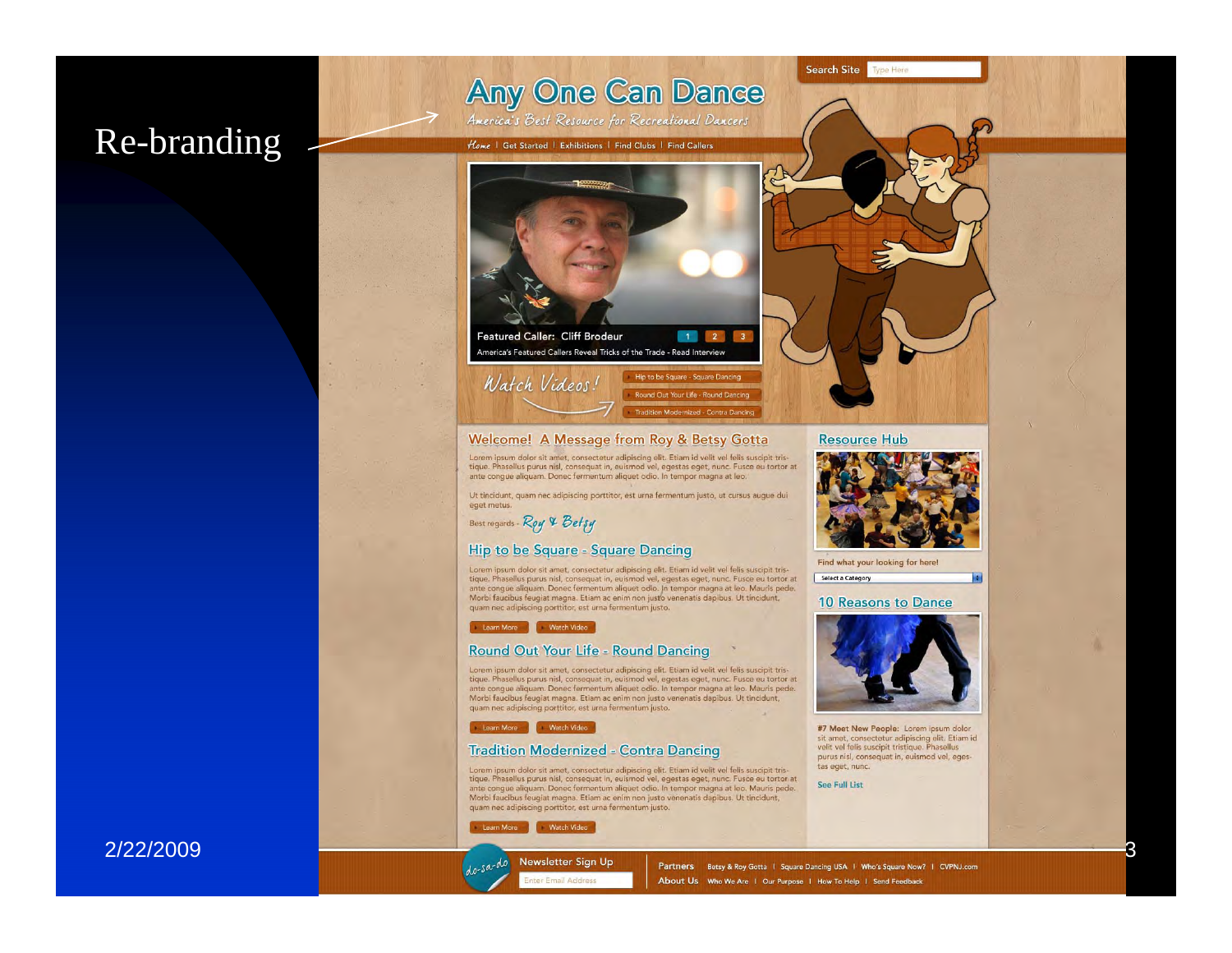# Re-branding

2/22/2009

Search Site Type Here

# Any One Can Dance

*America's Best Resource for Recreational Dancers*

Home | Get Started | Exhibitions | Find Clubs | Find Callers

Featured Caller: Cliff Brodeur 1 2 3

America's Featured Callers Reveal Tricks of the Trade - Read Interview

*Watch Videos!*

- Hip to be Square - Square Dancing
- Round Out Your Life - Round Dancing
- Tradition Modernized - Contra Dancing

## Welcome! A Message from Roy & Betsy Gotta

Lorem ipsum dolor sit amet, consectetur adipiscing elit. Etiam id velit vel felis suscipit tristique. Phasellus purus nisl, consequat in, euismod vel, egestas eget, nunc. Fusce eu tortor at ante congue aliquam. Donec fermentum aliquet odio. In tempor magna at leo.

Ut tincidunt, quam nec adipiscing porttitor, est urna fermentum justo, ut cursus augue dui eget metus.

Best regards - *Roy & Betsy*

## Hip to be Square - Square Dancing

Lorem ipsum dolor sit amet, consectetur adipiscing elit. Etiam id velit vel felis suscipit tristique. Phasellus purus nisl, consequat in, euismod vel, egestas eget, nunc. Fusce eu tortor at ante congue aliquam. Donec fermentum aliquet odio. In tempor magna at leo. Mauris pede. Morbi faucibus feugiat magna. Etiam ac enim non justo venenatis dapibus. Ut tincidunt, quam nec adipiscing porttitor, est urna fermentum justo.

Learn More | Watch Video

## Round Out Your Life - Round Dancing

Lorem ipsum dolor sit amet, consectetur adipiscing elit. Etiam id velit vel felis suscipit tristique. Phasellus purus nisl, consequat in, euismod vel, egestas eget, nunc. Fusce eu tortor at ante congue aliquam. Donec fermentum aliquet odio. In tempor magna at leo. Mauris pede. Morbi faucibus feugiat magna. Etiam ac enim non justo venenatis dapibus. Ut tincidunt, quam nec adipiscing porttitor, est urna fermentum justo.

Learn More | Watch Video

## Tradition Modernized - Contra Dancing

Lorem ipsum dolor sit amet, consectetur adipiscing elit. Etiam id velit vel felis suscipit tristique. Phasellus purus nisl, consequat in, euismod vel, egestas eget, nunc. Fusce eu tortor at ante congue aliquam. Donec fermentum aliquet odio. In tempor magna at leo. Mauris pede. Morbi faucibus feugiat magna. Etiam ac enim non justo venenatis dapibus. Ut tincidunt, quam nec adipiscing porttitor, est urna fermentum justo.

Learn More | Watch Video

## Resource Hub

Find what your looking for here!

Select a Category

## 10 Reasons to Dance

**#7 Meet New People:** Lorem ipsum dolor sit amet, consectetur adipiscing elit. Etiam id velit vel felis suscipit tristique. Phasellus purus nisl, consequat in, euismod vel, egestas eget, nunc.

See Full List

do-sa-do

Newsletter Sign Up

Enter Email Address

Partners: Betsy & Roy Gotta | Square Dancing USA | Who's Square Now? | CVPNJ.com

About Us: Who We Are | Our Purpose | How To Help | Send Feedback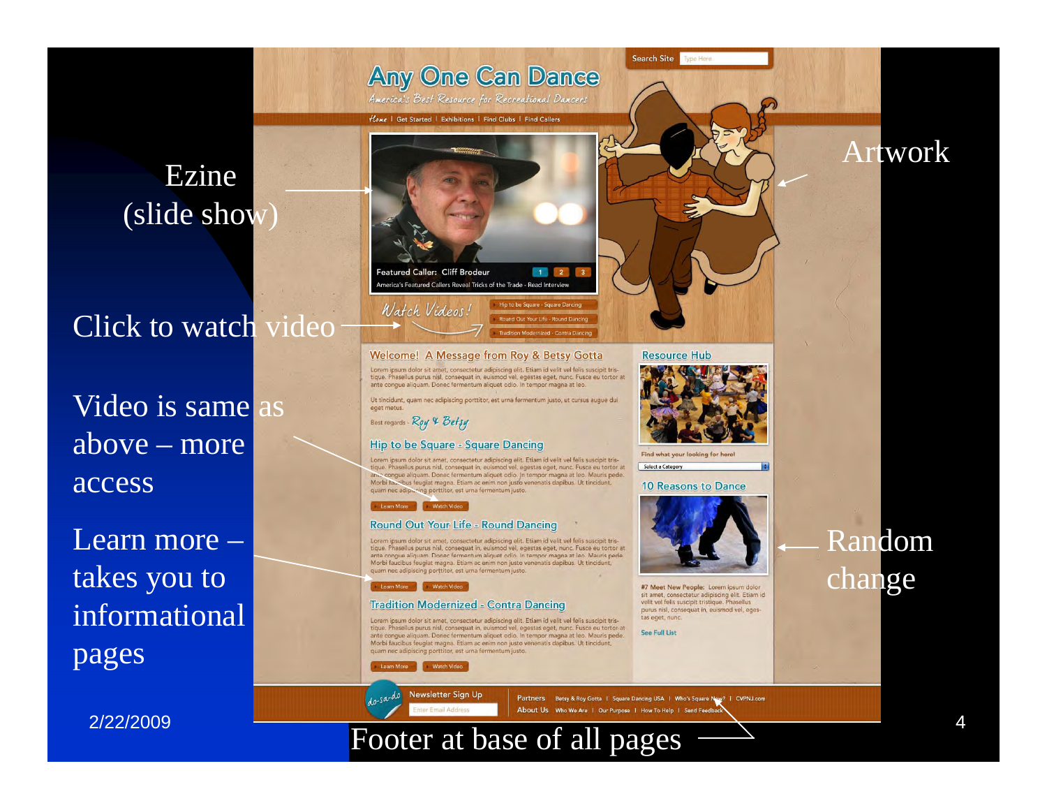Ezine (slide show)

Click to watch video

Video is same as above – more access

Learn more – takes you to informational pages

Artwork

Random change

Footer at base of all pages

2/22/2009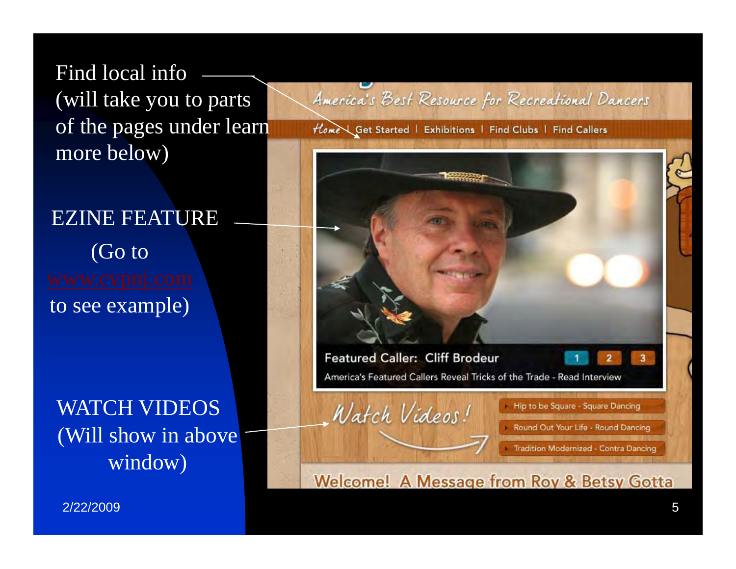Find local info
(will take you to parts of the pages under learn more below)

EZINE FEATURE

(Go to www.cvpnj.com to see example)

WATCH VIDEOS
(Will show in above window)

America's Best Resource for Recreational Dancers

Home | Get Started | Exhibitions | Find Clubs | Find Callers

Featured Caller: Cliff Brodeur 1 2 3

America's Featured Callers Reveal Tricks of the Trade - Read Interview

Watch Videos!

- Hip to be Square - Square Dancing
- Round Out Your Life - Round Dancing
- Tradition Modernized - Contra Dancing

Welcome! A Message from Roy & Betsy Gotta

2/22/2009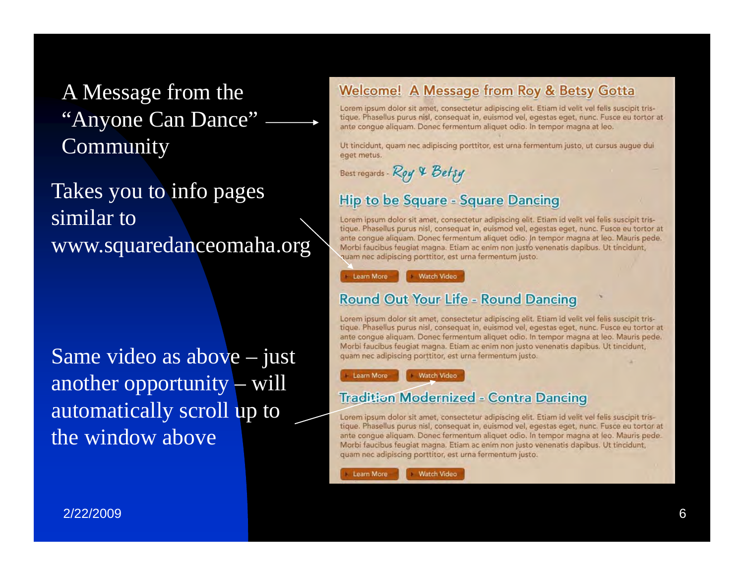A Message from the "Anyone Can Dance" Community

Takes you to info pages similar to www.squaredanceomaha.org

Same video as above – just another opportunity – will automatically scroll up to the window above

## Welcome! A Message from Roy & Betsy Gotta

Lorem ipsum dolor sit amet, consectetur adipiscing elit. Etiam id velit vel felis suscipit tristique. Phasellus purus nisl, consequat in, euismod vel, egestas eget, nunc. Fusce eu tortor at ante congue aliquam. Donec fermentum aliquet odio. In tempor magna at leo.

Ut tincidunt, quam nec adipiscing porttitor, est urna fermentum justo, ut cursus augue dui eget metus.

Best regards - Roy & Betsy

## Hip to be Square - Square Dancing

Lorem ipsum dolor sit amet, consectetur adipiscing elit. Etiam id velit vel felis suscipit tristique. Phasellus purus nisl, consequat in, euismod vel, egestas eget, nunc. Fusce eu tortor at ante congue aliquam. Donec fermentum aliquet odio. In tempor magna at leo. Mauris pede. Morbi faucibus feugiat magna. Etiam ac enim non justo venenatis dapibus. Ut tincidunt, quam nec adipiscing porttitor, est urna fermentum justo.

Learn More | Watch Video

## Round Out Your Life - Round Dancing

Lorem ipsum dolor sit amet, consectetur adipiscing elit. Etiam id velit vel felis suscipit tristique. Phasellus purus nisl, consequat in, euismod vel, egestas eget, nunc. Fusce eu tortor at ante congue aliquam. Donec fermentum aliquet odio. In tempor magna at leo. Mauris pede. Morbi faucibus feugiat magna. Etiam ac enim non justo venenatis dapibus. Ut tincidunt, quam nec adipiscing porttitor, est urna fermentum justo.

Learn More | Watch Video

## Tradition Modernized - Contra Dancing

Lorem ipsum dolor sit amet, consectetur adipiscing elit. Etiam id velit vel felis suscipit tristique. Phasellus purus nisl, consequat in, euismod vel, egestas eget, nunc. Fusce eu tortor at ante congue aliquam. Donec fermentum aliquet odio. In tempor magna at leo. Mauris pede. Morbi faucibus feugiat magna. Etiam ac enim non justo venenatis dapibus. Ut tincidunt, quam nec adipiscing porttitor, est urna fermentum justo.

Learn More | Watch Video

2/22/2009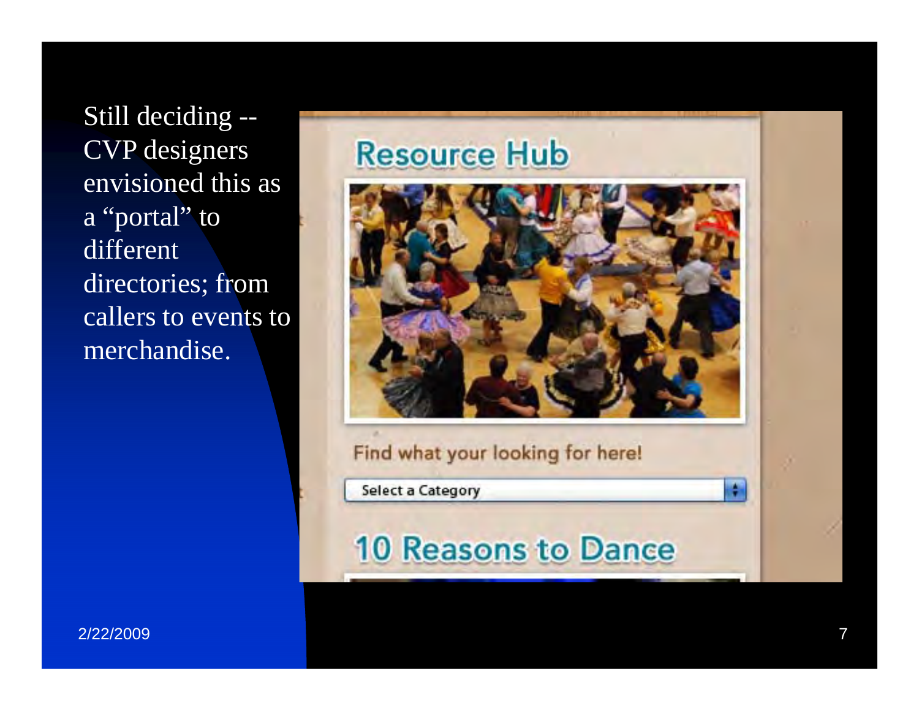Still deciding -- CVP designers envisioned this as a “portal” to different directories; from callers to events to merchandise.

Resource Hub

Find what your looking for here!

Select a Category

10 Reasons to Dance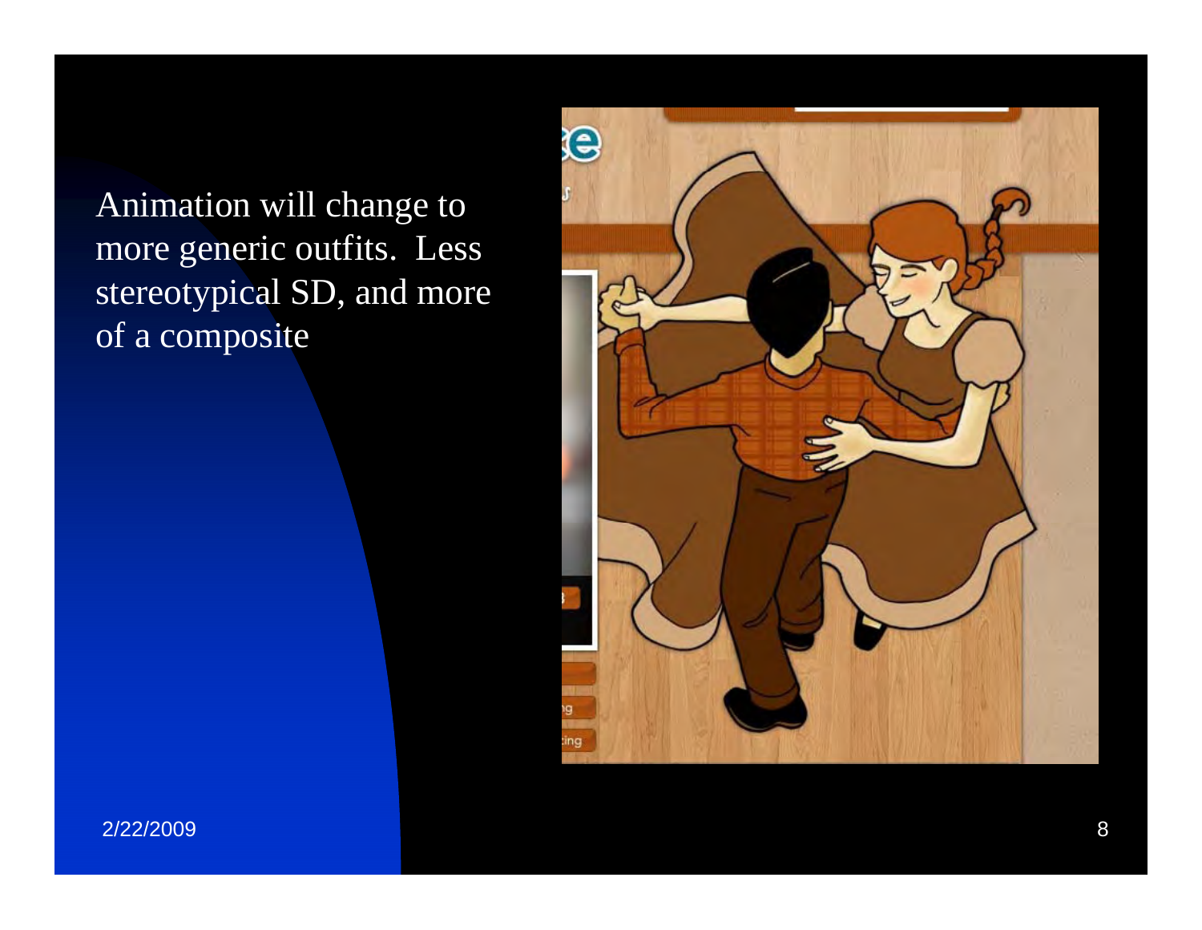Animation will change to more generic outfits. Less stereotypical SD, and more of a composite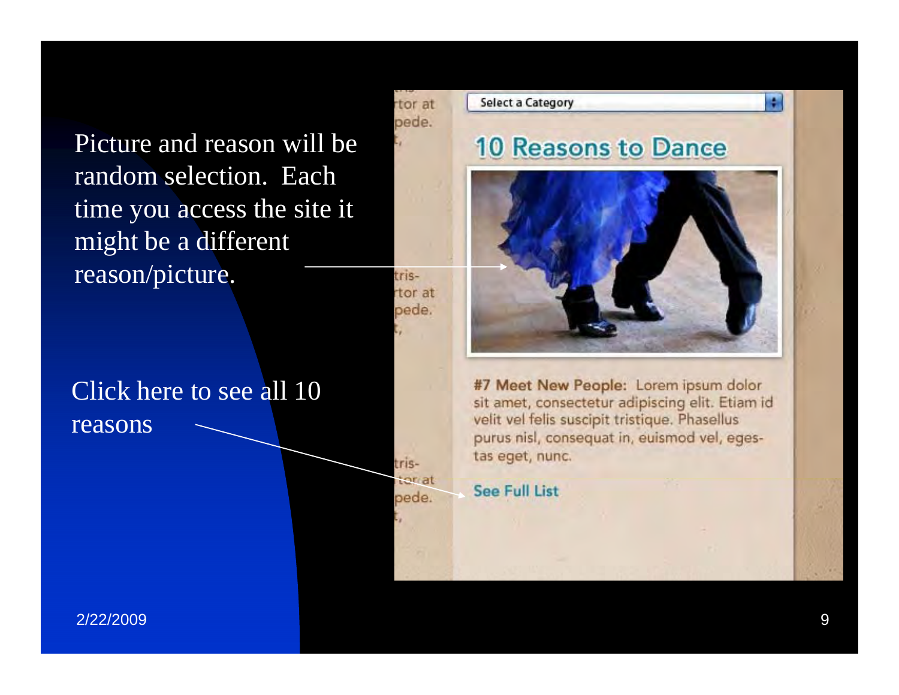Picture and reason will be random selection. Each time you access the site it might be a different reason/picture.

Click here to see all 10 reasons

Select a Category

10 Reasons to Dance

**#7 Meet New People:** Lorem ipsum dolor sit amet, consectetur adipiscing elit. Etiam id velit vel felis suscipit tristique. Phasellus purus nisl, consequat in, euismod vel, egestas eget, nunc.

See Full List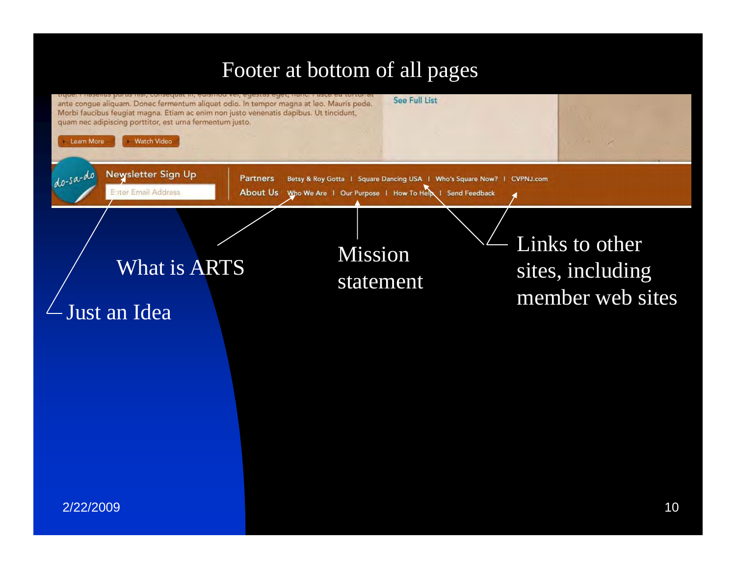# Footer at bottom of all pages

ante congue aliquam. Donec fermentum aliquet odio. In tempor magna at leo. Mauris pede. Morbi faucibus feugiat magna. Etiam ac enim non justo venenatis dapibus. Ut tincidunt, quam nec adipiscing porttitor, est urna fermentum justo.

Learn More | Watch Video

See Full List

do-sa-do

Newsletter Sign Up

Enter Email Address

Partners: Betsy & Roy Gotta | Square Dancing USA | Who's Square Now? | CVPNJ.com

About Us: Who We Are | Our Purpose | How To Help | Send Feedback

What is ARTS

Mission statement

Links to other sites, including member web sites

Just an Idea

2/22/2009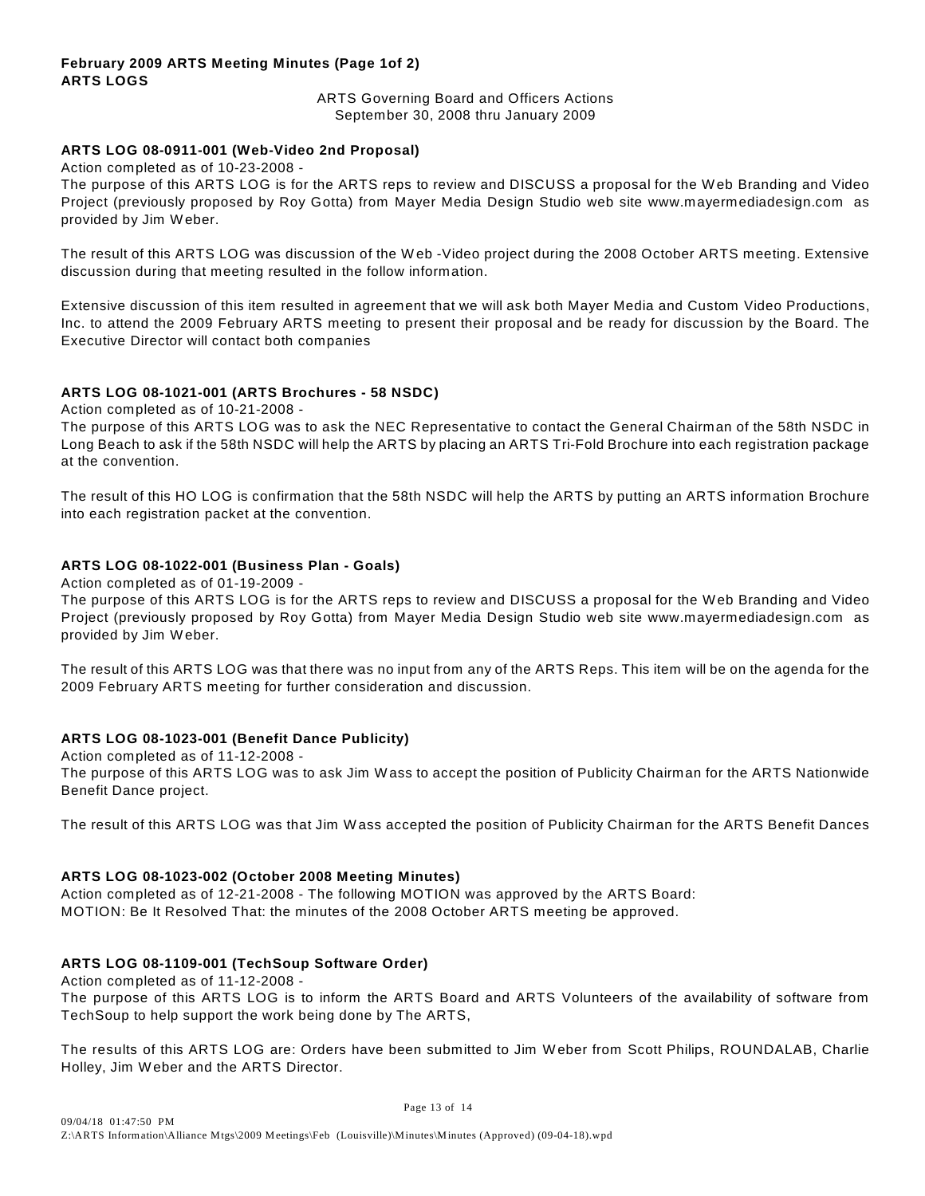**February 2009 ARTS Meeting Minutes (Page 1of 2)**
**ARTS LOGS**

ARTS Governing Board and Officers Actions
September 30, 2008 thru January 2009

**ARTS LOG 08-0911-001 (Web-Video 2nd Proposal)**

Action completed as of 10-23-2008 -

The purpose of this ARTS LOG is for the ARTS reps to review and DISCUSS a proposal for the Web Branding and Video Project (previously proposed by Roy Gotta) from Mayer Media Design Studio web site www.mayermediadesign.com as provided by Jim Weber.

The result of this ARTS LOG was discussion of the Web -Video project during the 2008 October ARTS meeting. Extensive discussion during that meeting resulted in the follow information.

Extensive discussion of this item resulted in agreement that we will ask both Mayer Media and Custom Video Productions, Inc. to attend the 2009 February ARTS meeting to present their proposal and be ready for discussion by the Board. The Executive Director will contact both companies

**ARTS LOG 08-1021-001 (ARTS Brochures - 58 NSDC)**

Action completed as of 10-21-2008 -

The purpose of this ARTS LOG was to ask the NEC Representative to contact the General Chairman of the 58th NSDC in Long Beach to ask if the 58th NSDC will help the ARTS by placing an ARTS Tri-Fold Brochure into each registration package at the convention.

The result of this HO LOG is confirmation that the 58th NSDC will help the ARTS by putting an ARTS information Brochure into each registration packet at the convention.

**ARTS LOG 08-1022-001 (Business Plan - Goals)**

Action completed as of 01-19-2009 -

The purpose of this ARTS LOG is for the ARTS reps to review and DISCUSS a proposal for the Web Branding and Video Project (previously proposed by Roy Gotta) from Mayer Media Design Studio web site www.mayermediadesign.com as provided by Jim Weber.

The result of this ARTS LOG was that there was no input from any of the ARTS Reps. This item will be on the agenda for the 2009 February ARTS meeting for further consideration and discussion.

**ARTS LOG 08-1023-001 (Benefit Dance Publicity)**

Action completed as of 11-12-2008 -

The purpose of this ARTS LOG was to ask Jim Wass to accept the position of Publicity Chairman for the ARTS Nationwide Benefit Dance project.

The result of this ARTS LOG was that Jim Wass accepted the position of Publicity Chairman for the ARTS Benefit Dances

**ARTS LOG 08-1023-002 (October 2008 Meeting Minutes)**

Action completed as of 12-21-2008 - The following MOTION was approved by the ARTS Board:
MOTION: Be It Resolved That: the minutes of the 2008 October ARTS meeting be approved.

**ARTS LOG 08-1109-001 (TechSoup Software Order)**

Action completed as of 11-12-2008 -

The purpose of this ARTS LOG is to inform the ARTS Board and ARTS Volunteers of the availability of software from TechSoup to help support the work being done by The ARTS,

The results of this ARTS LOG are: Orders have been submitted to Jim Weber from Scott Philips, ROUNDALAB, Charlie Holley, Jim Weber and the ARTS Director.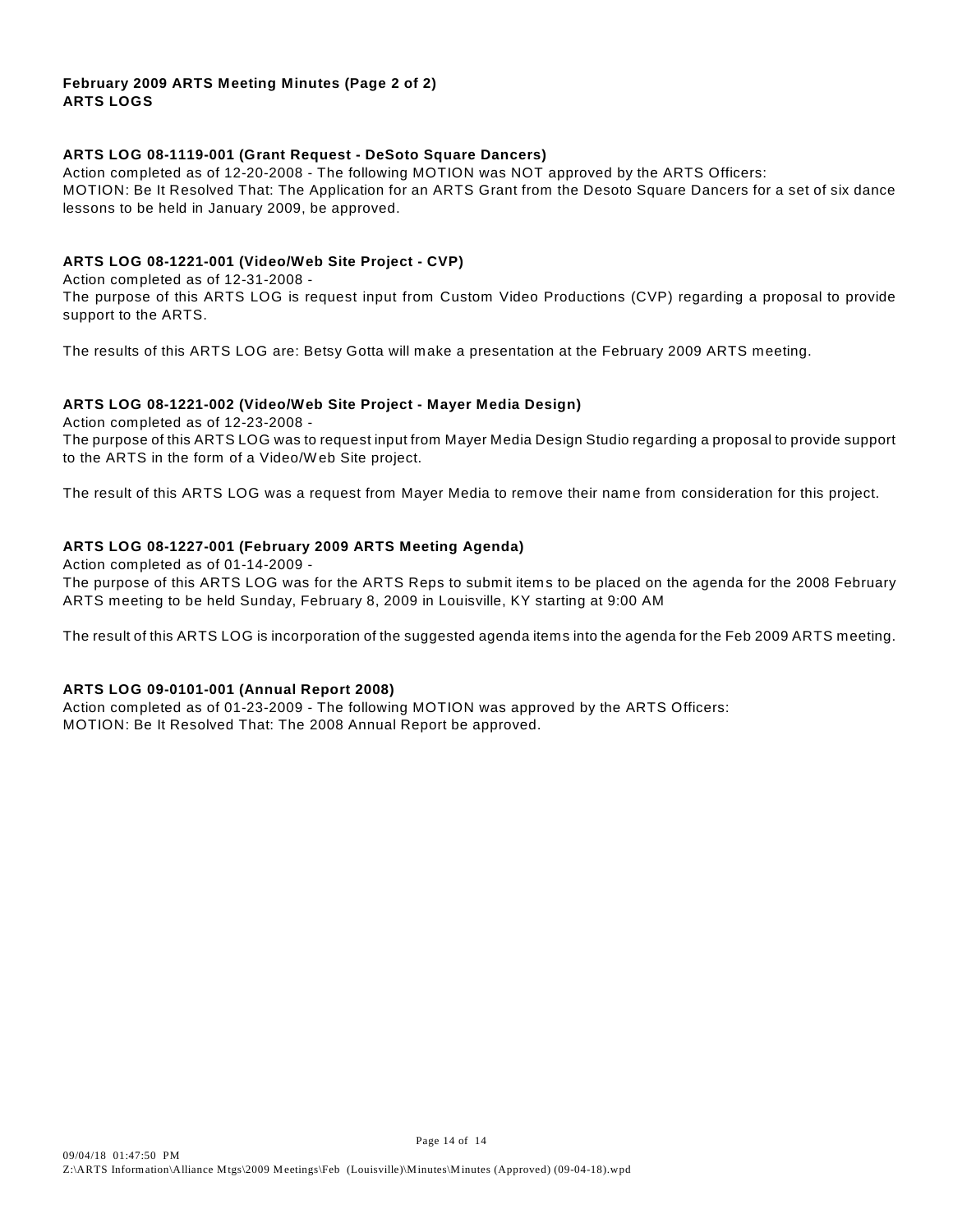**February 2009 ARTS Meeting Minutes (Page 2 of 2)**
**ARTS LOGS**

**ARTS LOG 08-1119-001 (Grant Request - DeSoto Square Dancers)**
Action completed as of 12-20-2008 - The following MOTION was NOT approved by the ARTS Officers:
MOTION: Be It Resolved That: The Application for an ARTS Grant from the Desoto Square Dancers for a set of six dance lessons to be held in January 2009, be approved.

**ARTS LOG 08-1221-001 (Video/Web Site Project - CVP)**
Action completed as of 12-31-2008 -
The purpose of this ARTS LOG is request input from Custom Video Productions (CVP) regarding a proposal to provide support to the ARTS.

The results of this ARTS LOG are: Betsy Gotta will make a presentation at the February 2009 ARTS meeting.

**ARTS LOG 08-1221-002 (Video/Web Site Project - Mayer Media Design)**
Action completed as of 12-23-2008 -
The purpose of this ARTS LOG was to request input from Mayer Media Design Studio regarding a proposal to provide support to the ARTS in the form of a Video/Web Site project.

The result of this ARTS LOG was a request from Mayer Media to remove their name from consideration for this project.

**ARTS LOG 08-1227-001 (February 2009 ARTS Meeting Agenda)**
Action completed as of 01-14-2009 -
The purpose of this ARTS LOG was for the ARTS Reps to submit items to be placed on the agenda for the 2008 February ARTS meeting to be held Sunday, February 8, 2009 in Louisville, KY starting at 9:00 AM

The result of this ARTS LOG is incorporation of the suggested agenda items into the agenda for the Feb 2009 ARTS meeting.

**ARTS LOG 09-0101-001 (Annual Report 2008)**
Action completed as of 01-23-2009 - The following MOTION was approved by the ARTS Officers:
MOTION: Be It Resolved That: The 2008 Annual Report be approved.